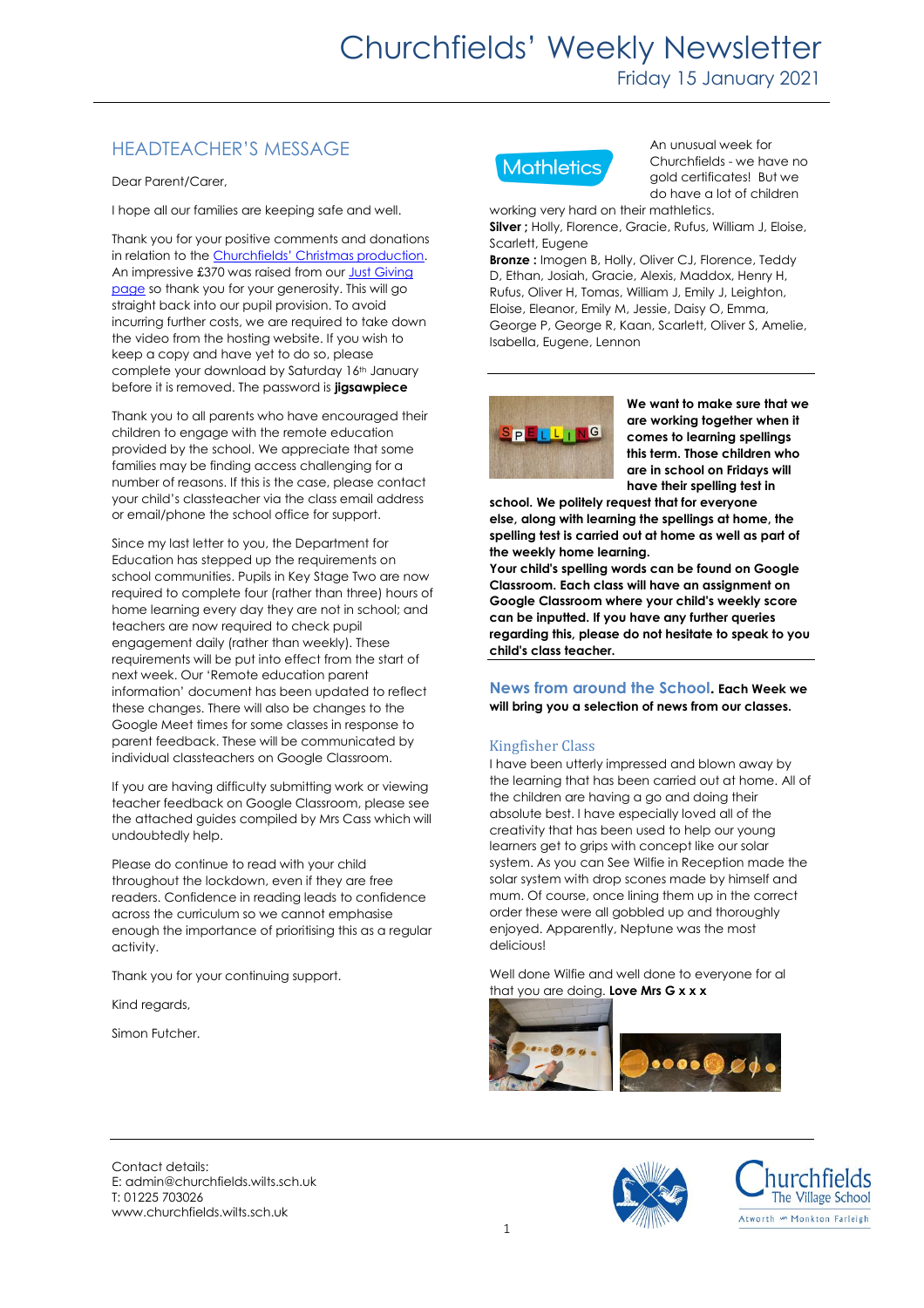# Churchfields' Weekly Newsletter

Friday 15 January 2021

## HEADTEACHER'S MESSAGE

Dear Parent/Carer,

I hope all our families are keeping safe and well.

Thank you for your positive comments and donations in relation to the Churchfields' Christmas production. An impressive £370 was raised from our Just Giving page so thank you for your generosity. This will go straight back into our pupil provision. To avoid incurring further costs, we are required to take down the video from the hosting website. If you wish to keep a copy and have yet to do so, please complete your download by Saturday 16th January before it is removed. The password is **jigsawpiece**

Thank you to all parents who have encouraged their children to engage with the remote education provided by the school. We appreciate that some families may be finding access challenging for a number of reasons. If this is the case, please contact your child's classteacher via the class email address or email/phone the school office for support.

Since my last letter to you, the Department for Education has stepped up the requirements on school communities. Pupils in Key Stage Two are now required to complete four (rather than three) hours of home learning every day they are not in school; and teachers are now required to check pupil engagement daily (rather than weekly). These requirements will be put into effect from the start of next week. Our 'Remote education parent information' document has been updated to reflect these changes. There will also be changes to the Google Meet times for some classes in response to parent feedback. These will be communicated by individual classteachers on Google Classroom.

If you are having difficulty submitting work or viewing teacher feedback on Google Classroom, please see the attached guides compiled by Mrs Cass which will undoubtedly help.

Please do continue to read with your child throughout the lockdown, even if they are free readers. Confidence in reading leads to confidence across the curriculum so we cannot emphasise enough the importance of prioritising this as a regular activity.

Thank you for your continuing support.

Kind regards,

Simon Futcher.

## Mathletics

An unusual week for Churchfields - we have no gold certificates! But we do have a lot of children working very hard on their mathletics.

**Silver ;** Holly, Florence, Gracie, Rufus, William J, Eloise, Scarlett, Eugene

**Bronze :** Imogen B, Holly, Oliver CJ, Florence, Teddy D, Ethan, Josiah, Gracie, Alexis, Maddox, Henry H, Rufus, Oliver H, Tomas, William J, Emily J, Leighton, Eloise, Eleanor, Emily M, Jessie, Daisy O, Emma, George P, George R, Kaan, Scarlett, Oliver S, Amelie, Isabella, Eugene, Lennon

**We want to make sure that we are working together when it comes to learning spellings this term. Those children who are in school on Fridays will have their spelling test in school. We politely request that for everyone else, along with learning the spellings at home, the spelling test is carried out at home as well as part of the weekly home learning.**

**Your child's spelling words can be found on Google Classroom. Each class will have an assignment on Google Classroom where your child's weekly score can be inputted. If you have any further queries regarding this, please do not hesitate to speak to you child's class teacher.**

## News from around the School.

**Each Week we will bring you a selection of news from our classes.**

### Kingfisher Class

I have been utterly impressed and blown away by the learning that has been carried out at home. All of the children are having a go and doing their absolute best. I have especially loved all of the creativity that has been used to help our young learners get to grips with concept like our solar system. As you can See Wilfie in Reception made the solar system with drop scones made by himself and mum. Of course, once lining them up in the correct order these were all gobbled up and thoroughly enjoyed. Apparently, Neptune was the most delicious!

Well done Wilfie and well done to everyone for al that you are doing. **Love Mrs G x x x**

Contact details:
E: admin@churchfields.wilts.sch.uk
T: 01225 703026
www.churchfields.wilts.sch.uk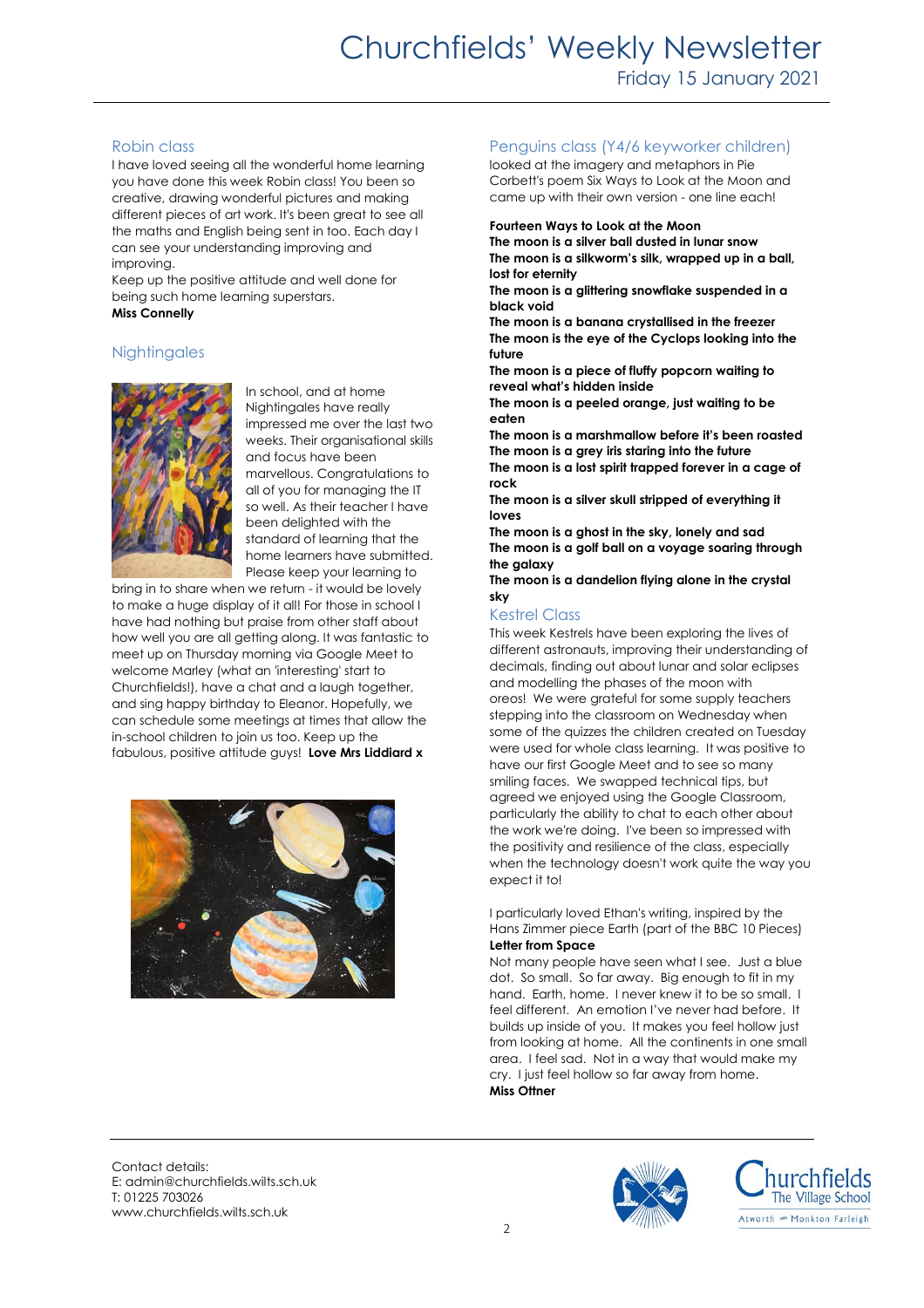## Robin class

I have loved seeing all the wonderful home learning you have done this week Robin class! You been so creative, drawing wonderful pictures and making different pieces of art work. It's been great to see all the maths and English being sent in too. Each day I can see your understanding improving and improving.

Keep up the positive attitude and well done for being such home learning superstars.

**Miss Connelly**

## Nightingales

In school, and at home Nightingales have really impressed me over the last two weeks. Their organisational skills and focus have been marvellous. Congratulations to all of you for managing the IT so well. As their teacher I have been delighted with the standard of learning that the home learners have submitted. Please keep your learning to bring in to share when we return - it would be lovely to make a huge display of it all! For those in school I have had nothing but praise from other staff about how well you are all getting along. It was fantastic to meet up on Thursday morning via Google Meet to welcome Marley (what an 'interesting' start to Churchfields!), have a chat and a laugh together, and sing happy birthday to Eleanor. Hopefully, we can schedule some meetings at times that allow the in-school children to join us too. Keep up the fabulous, positive attitude guys! **Love Mrs Liddiard x**

## Penguins class (Y4/6 keyworker children)

looked at the imagery and metaphors in Pie Corbett's poem Six Ways to Look at the Moon and came up with their own version - one line each!

**Fourteen Ways to Look at the Moon**
**The moon is a silver ball dusted in lunar snow**
**The moon is a silkworm's silk, wrapped up in a ball, lost for eternity**
**The moon is a glittering snowflake suspended in a black void**
**The moon is a banana crystallised in the freezer**
**The moon is the eye of the Cyclops looking into the future**
**The moon is a piece of fluffy popcorn waiting to reveal what's hidden inside**
**The moon is a peeled orange, just waiting to be eaten**
**The moon is a marshmallow before it's been roasted**
**The moon is a grey iris staring into the future**
**The moon is a lost spirit trapped forever in a cage of rock**
**The moon is a silver skull stripped of everything it loves**
**The moon is a ghost in the sky, lonely and sad**
**The moon is a golf ball on a voyage soaring through the galaxy**
**The moon is a dandelion flying alone in the crystal sky**

## Kestrel Class

This week Kestrels have been exploring the lives of different astronauts, improving their understanding of decimals, finding out about lunar and solar eclipses and modelling the phases of the moon with oreos! We were grateful for some supply teachers stepping into the classroom on Wednesday when some of the quizzes the children created on Tuesday were used for whole class learning. It was positive to have our first Google Meet and to see so many smiling faces. We swapped technical tips, but agreed we enjoyed using the Google Classroom, particularly the ability to chat to each other about the work we're doing. I've been so impressed with the positivity and resilience of the class, especially when the technology doesn't work quite the way you expect it to!

I particularly loved Ethan's writing, inspired by the Hans Zimmer piece Earth (part of the BBC 10 Pieces)

**Letter from Space**

Not many people have seen what I see. Just a blue dot. So small. So far away. Big enough to fit in my hand. Earth, home. I never knew it to be so small. I feel different. An emotion I've never had before. It builds up inside of you. It makes you feel hollow just from looking at home. All the continents in one small area. I feel sad. Not in a way that would make my cry. I just feel hollow so far away from home.

**Miss Ottner**

Contact details:
E: admin@churchfields.wilts.sch.uk
T: 01225 703026
www.churchfields.wilts.sch.uk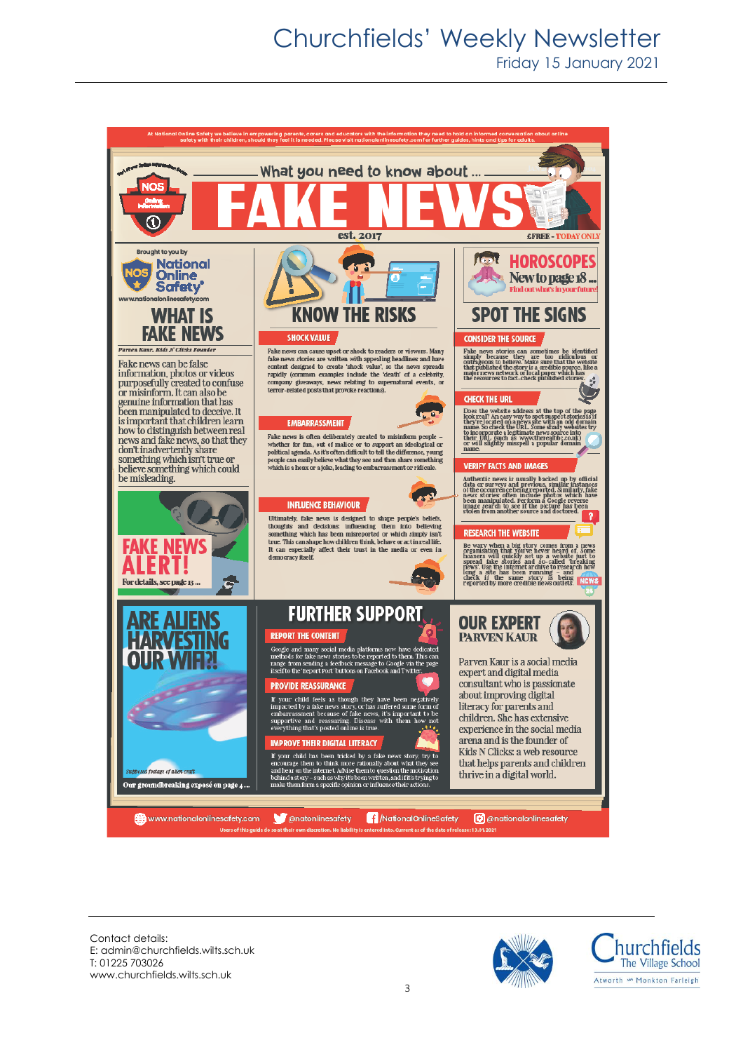At National Online Safety we believe in empowering parents, carers and educators with the information they need to hold an informed conversation about online safety with their children, should they feel it is needed. Please visit nationalonlinesafety.com for further guides, hints and tips for adults.

# What you need to know about ... FAKE NEWS

est. 2017

£FREE - TODAY ONLY

Brought to you by National Online Safety www.nationalonlinesafety.com

## WHAT IS FAKE NEWS

*Parven Kaur, Kids N' Clicks Founder*

Fake news can be false information, photos or videos purposefully created to confuse or misinform. It can also be genuine information that has been manipulated to deceive. It is important that children learn how to distinguish between real news and fake news, so that they don't inadvertently share something which isn't true or believe something which could be misleading.

**FAKE NEWS ALERT!**

For details, see page 13 ...

## KNOW THE RISKS

### SHOCK VALUE

Fake news can cause upset or shock to readers or viewers. Many fake news stories are written with appealing headlines and have content designed to create 'shock value', so the news spreads rapidly (common examples include the 'death' of a celebrity, company giveaways, news relating to supernatural events, or terror-related posts that provoke reactions).

### EMBARRASSMENT

Fake news is often deliberately created to misinform people – whether for fun, out of malice or to support an ideological or political agenda. As it's often difficult to tell the difference, young people can easily believe what they see and then share something which is a hoax or a joke, leading to embarrassment or ridicule.

### INFLUENCE BEHAVIOUR

Ultimately, fake news is designed to shape people's beliefs, thoughts and decisions: influencing them into believing something which has been misreported or which simply isn't true. This can shape how children think, behave or act in real life. It can especially affect their trust in the media or even in democracy itself.

**HOROSCOPES** New to page 18 ... Find out what's in your future!

## SPOT THE SIGNS

### CONSIDER THE SOURCE

Fake news stories can sometimes be identified simply because they are too ridiculous or outrageous to believe. Make sure that the website that published the story is a credible source, like a major news network or local paper which has the resources to fact-check published stories.

### CHECK THE URL

Does the website address at the top of the page look real? An easy way to spot suspect stories is if they're located on a news site with an odd domain name. So check the URL. Some shady websites try to incorporate a legitimate news source into their URL (such as www.therealbbc.co.uk) or will slightly misspell a popular domain name.

### VERIFY FACTS AND IMAGES

Authentic news is usually backed up by official data or surveys and previous, similar instances of the occurrence being reported. Similarly, fake news stories often include photos which have been manipulated. Perform a Google reverse image search to see if the picture has been stolen from another source and doctored.

### RESEARCH THE WEBSITE

Be wary when a big story comes from a news organisation that you've never heard of. Some hoaxers will quickly set up a website just to spread fake stories and so-called 'breaking news'. Use the internet archive to research how long a site has been running – and check if the same story is being reported by more credible news outlets.

**ARE ALIENS HARVESTING OUR WIFI?!**

*Supposed footage of alien craft*

Our groundbreaking exposé on page 4 ...

## FURTHER SUPPORT

### REPORT THE CONTENT

Google and many social media platforms now have dedicated methods for fake news stories to be reported to them. This can range from sending a feedback message to Google via the page itself to the 'report post' buttons on Facebook and Twitter.

### PROVIDE REASSURANCE

If your child feels as though they have been negatively impacted by a fake news story, or has suffered some form of embarrassment because of fake news, it's important to be supportive and reassuring. Discuss with them how not everything that's posted online is true.

### IMPROVE THEIR DIGITAL LITERACY

If your child has been tricked by a fake news story, try to encourage them to think more rationally about what they see and hear on the internet. Advise them to question the motivation behind a story – such as why it's been written, and if it's trying to make them form a specific opinion or influence their actions.

## OUR EXPERT PARVEN KAUR

Parven Kaur is a social media expert and digital media consultant who is passionate about improving digital literacy for parents and children. She has extensive experience in the social media arena and is the founder of Kids N Clicks: a web resource that helps parents and children thrive in a digital world.

www.nationalonlinesafety.com | @natonlinesafety | /NationalOnlineSafety | @nationalonlinesafety

Users of this guide do so at their own discretion. No liability is entered into. Current as of the date of release: 13.01.2021

Contact details:
E: admin@churchfields.wilts.sch.uk
T: 01225 703026
www.churchfields.wilts.sch.uk

Churchfields The Village School
Atworth Monkton Farleigh